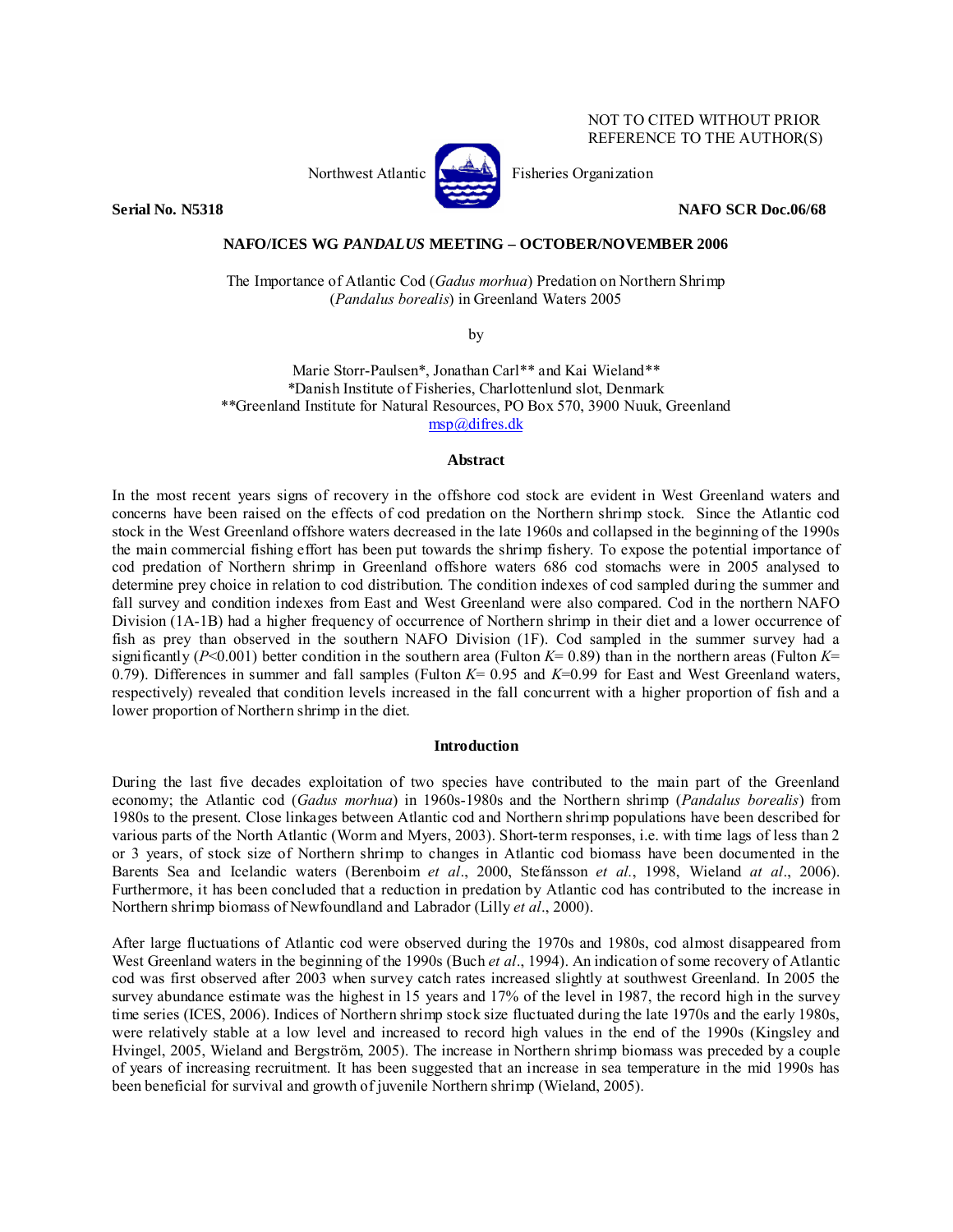NOT TO CITED WITHOUT PRIOR
REFERENCE TO THE AUTHOR(S)

Northwest Atlantic Fisheries Organization

**Serial No. N5318** **NAFO SCR Doc.06/68**

**NAFO/ICES WG *PANDALUS* MEETING – OCTOBER/NOVEMBER 2006**

# The Importance of Atlantic Cod (*Gadus morhua*) Predation on Northern Shrimp (*Pandalus borealis*) in Greenland Waters 2005

by

Marie Storr-Paulsen*, Jonathan Carl** and Kai Wieland**
*Danish Institute of Fisheries, Charlottenlund slot, Denmark
**Greenland Institute for Natural Resources, PO Box 570, 3900 Nuuk, Greenland
msp@difres.dk

## Abstract

In the most recent years signs of recovery in the offshore cod stock are evident in West Greenland waters and concerns have been raised on the effects of cod predation on the Northern shrimp stock. Since the Atlantic cod stock in the West Greenland offshore waters decreased in the late 1960s and collapsed in the beginning of the 1990s the main commercial fishing effort has been put towards the shrimp fishery. To expose the potential importance of cod predation of Northern shrimp in Greenland offshore waters 686 cod stomachs were in 2005 analysed to determine prey choice in relation to cod distribution. The condition indexes of cod sampled during the summer and fall survey and condition indexes from East and West Greenland were also compared. Cod in the northern NAFO Division (1A-1B) had a higher frequency of occurrence of Northern shrimp in their diet and a lower occurrence of fish as prey than observed in the southern NAFO Division (1F). Cod sampled in the summer survey had a significantly ($P$<0.001) better condition in the southern area (Fulton $K$= 0.89) than in the northern areas (Fulton $K$= 0.79). Differences in summer and fall samples (Fulton $K$= 0.95 and $K$=0.99 for East and West Greenland waters, respectively) revealed that condition levels increased in the fall concurrent with a higher proportion of fish and a lower proportion of Northern shrimp in the diet.

## Introduction

During the last five decades exploitation of two species have contributed to the main part of the Greenland economy; the Atlantic cod (*Gadus morhua*) in 1960s-1980s and the Northern shrimp (*Pandalus borealis*) from 1980s to the present. Close linkages between Atlantic cod and Northern shrimp populations have been described for various parts of the North Atlantic (Worm and Myers, 2003). Short-term responses, i.e. with time lags of less than 2 or 3 years, of stock size of Northern shrimp to changes in Atlantic cod biomass have been documented in the Barents Sea and Icelandic waters (Berenboim *et al*., 2000, Stefánsson *et al.*, 1998, Wieland *at al*., 2006). Furthermore, it has been concluded that a reduction in predation by Atlantic cod has contributed to the increase in Northern shrimp biomass of Newfoundland and Labrador (Lilly *et al*., 2000).

After large fluctuations of Atlantic cod were observed during the 1970s and 1980s, cod almost disappeared from West Greenland waters in the beginning of the 1990s (Buch *et al*., 1994). An indication of some recovery of Atlantic cod was first observed after 2003 when survey catch rates increased slightly at southwest Greenland. In 2005 the survey abundance estimate was the highest in 15 years and 17% of the level in 1987, the record high in the survey time series (ICES, 2006). Indices of Northern shrimp stock size fluctuated during the late 1970s and the early 1980s, were relatively stable at a low level and increased to record high values in the end of the 1990s (Kingsley and Hvingel, 2005, Wieland and Bergström, 2005). The increase in Northern shrimp biomass was preceded by a couple of years of increasing recruitment. It has been suggested that an increase in sea temperature in the mid 1990s has been beneficial for survival and growth of juvenile Northern shrimp (Wieland, 2005).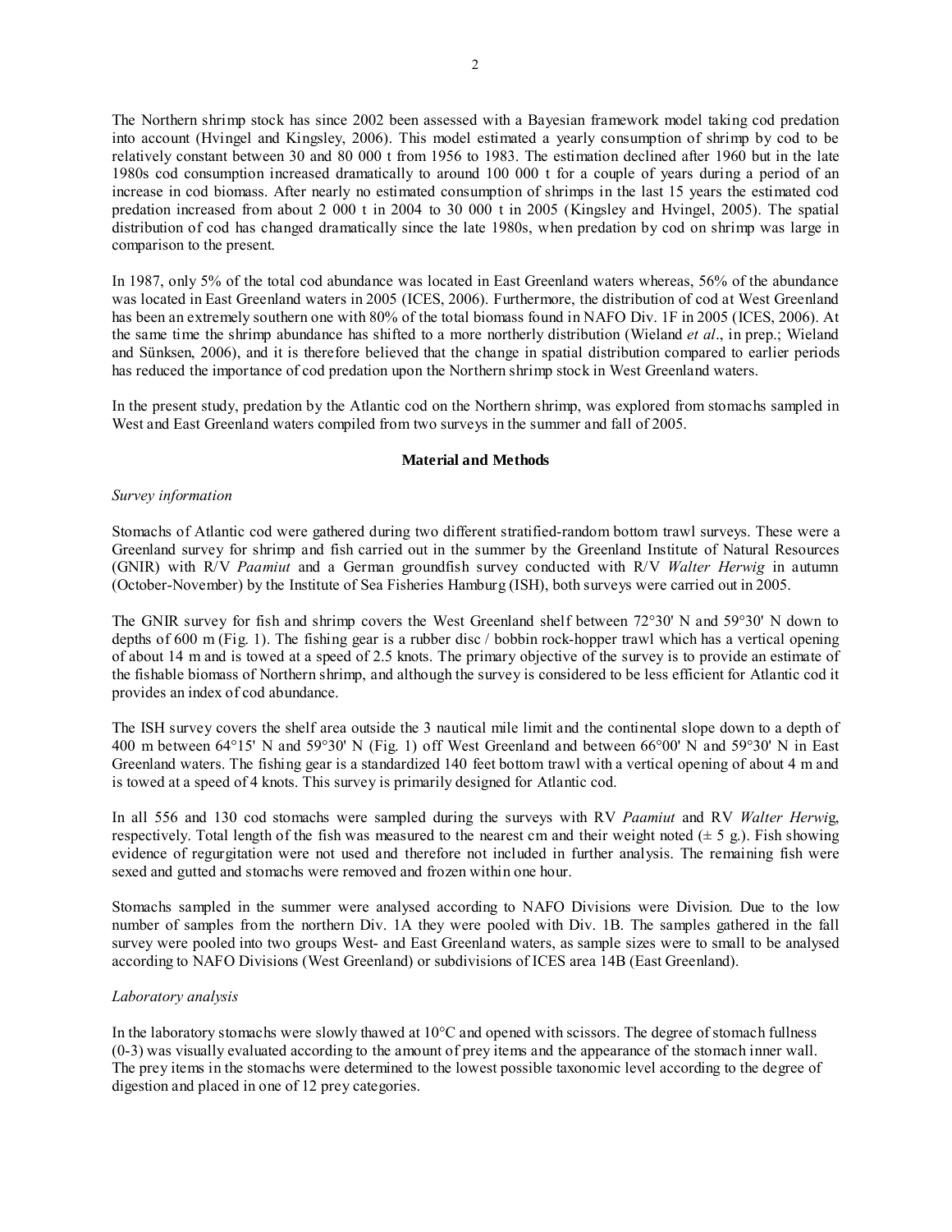The Northern shrimp stock has since 2002 been assessed with a Bayesian framework model taking cod predation into account (Hvingel and Kingsley, 2006). This model estimated a yearly consumption of shrimp by cod to be relatively constant between 30 and 80 000 t from 1956 to 1983. The estimation declined after 1960 but in the late 1980s cod consumption increased dramatically to around 100 000 t for a couple of years during a period of an increase in cod biomass. After nearly no estimated consumption of shrimps in the last 15 years the estimated cod predation increased from about 2 000 t in 2004 to 30 000 t in 2005 (Kingsley and Hvingel, 2005). The spatial distribution of cod has changed dramatically since the late 1980s, when predation by cod on shrimp was large in comparison to the present.

In 1987, only 5% of the total cod abundance was located in East Greenland waters whereas, 56% of the abundance was located in East Greenland waters in 2005 (ICES, 2006). Furthermore, the distribution of cod at West Greenland has been an extremely southern one with 80% of the total biomass found in NAFO Div. 1F in 2005 (ICES, 2006). At the same time the shrimp abundance has shifted to a more northerly distribution (Wieland *et al*., in prep.; Wieland and Sünksen, 2006), and it is therefore believed that the change in spatial distribution compared to earlier periods has reduced the importance of cod predation upon the Northern shrimp stock in West Greenland waters.

In the present study, predation by the Atlantic cod on the Northern shrimp, was explored from stomachs sampled in West and East Greenland waters compiled from two surveys in the summer and fall of 2005.

## Material and Methods

### *Survey information*

Stomachs of Atlantic cod were gathered during two different stratified-random bottom trawl surveys. These were a Greenland survey for shrimp and fish carried out in the summer by the Greenland Institute of Natural Resources (GNIR) with R/V *Paamiut* and a German groundfish survey conducted with R/V *Walter Herwig* in autumn (October-November) by the Institute of Sea Fisheries Hamburg (ISH), both surveys were carried out in 2005.

The GNIR survey for fish and shrimp covers the West Greenland shelf between 72°30' N and 59°30' N down to depths of 600 m (Fig. 1). The fishing gear is a rubber disc / bobbin rock-hopper trawl which has a vertical opening of about 14 m and is towed at a speed of 2.5 knots. The primary objective of the survey is to provide an estimate of the fishable biomass of Northern shrimp, and although the survey is considered to be less efficient for Atlantic cod it provides an index of cod abundance.

The ISH survey covers the shelf area outside the 3 nautical mile limit and the continental slope down to a depth of 400 m between 64°15' N and 59°30' N (Fig. 1) off West Greenland and between 66°00' N and 59°30' N in East Greenland waters. The fishing gear is a standardized 140 feet bottom trawl with a vertical opening of about 4 m and is towed at a speed of 4 knots. This survey is primarily designed for Atlantic cod.

In all 556 and 130 cod stomachs were sampled during the surveys with RV *Paamiut* and RV *Walter Herwig*, respectively. Total length of the fish was measured to the nearest cm and their weight noted (± 5 g.). Fish showing evidence of regurgitation were not used and therefore not included in further analysis. The remaining fish were sexed and gutted and stomachs were removed and frozen within one hour.

Stomachs sampled in the summer were analysed according to NAFO Divisions were Division. Due to the low number of samples from the northern Div. 1A they were pooled with Div. 1B. The samples gathered in the fall survey were pooled into two groups West- and East Greenland waters, as sample sizes were to small to be analysed according to NAFO Divisions (West Greenland) or subdivisions of ICES area 14B (East Greenland).

### *Laboratory analysis*

In the laboratory stomachs were slowly thawed at 10°C and opened with scissors. The degree of stomach fullness (0-3) was visually evaluated according to the amount of prey items and the appearance of the stomach inner wall. The prey items in the stomachs were determined to the lowest possible taxonomic level according to the degree of digestion and placed in one of 12 prey categories.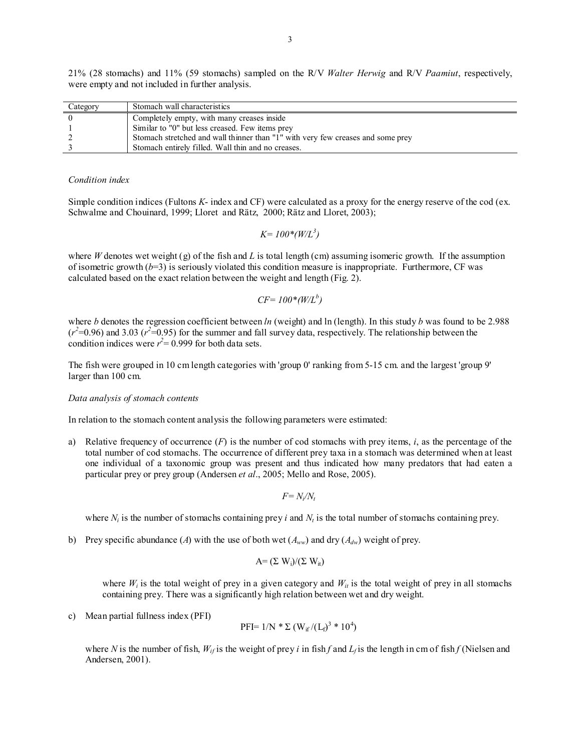21% (28 stomachs) and 11% (59 stomachs) sampled on the R/V *Walter Herwig* and R/V *Paamiut*, respectively, were empty and not included in further analysis.

| Category | Stomach wall characteristics |
|---|---|
| 0 | Completely empty, with many creases inside |
| 1 | Similar to "0" but less creased. Few items prey |
| 2 | Stomach stretched and wall thinner than "1" with very few creases and some prey |
| 3 | Stomach entirely filled. Wall thin and no creases. |

*Condition index*

Simple condition indices (Fultons *K*- index and CF) were calculated as a proxy for the energy reserve of the cod (ex. Schwalme and Chouinard, 1999; Lloret and Rätz, 2000; Rätz and Lloret, 2003);

$$K = 100*(W/L^3)$$

where $W$ denotes wet weight (g) of the fish and $L$ is total length (cm) assuming isomeric growth. If the assumption of isometric growth ($b$=3) is seriously violated this condition measure is inappropriate. Furthermore, CF was calculated based on the exact relation between the weight and length (Fig. 2).

$$CF = 100*(W/L^b)$$

where $b$ denotes the regression coefficient between *ln* (weight) and ln (length). In this study $b$ was found to be 2.988 ($r^2$=0.96) and 3.03 ($r^2$=0.95) for the summer and fall survey data, respectively. The relationship between the condition indices were $r^2$= 0.999 for both data sets.

The fish were grouped in 10 cm length categories with 'group 0' ranking from 5-15 cm. and the largest 'group 9' larger than 100 cm.

*Data analysis of stomach contents*

In relation to the stomach content analysis the following parameters were estimated:

a) Relative frequency of occurrence ($F$) is the number of cod stomachs with prey items, $i$, as the percentage of the total number of cod stomachs. The occurrence of different prey taxa in a stomach was determined when at least one individual of a taxonomic group was present and thus indicated how many predators that had eaten a particular prey or prey group (Andersen *et al*., 2005; Mello and Rose, 2005).

$$F = N_i/N_t$$

where $N_i$ is the number of stomachs containing prey $i$ and $N_t$ is the total number of stomachs containing prey.

b) Prey specific abundance ($A$) with the use of both wet ($A_{ww}$) and dry ($A_{dw}$) weight of prey.

$$A = (\Sigma W_i)/(\Sigma W_{it})$$

where $W_i$ is the total weight of prey in a given category and $W_{it}$ is the total weight of prey in all stomachs containing prey. There was a significantly high relation between wet and dry weight.

c) Mean partial fullness index (PFI)

$$PFI = 1/N * \Sigma (W_{if}/(L_f)^3 * 10^4)$$

where $N$ is the number of fish, $W_{if}$ is the weight of prey $i$ in fish $f$ and $L_f$ is the length in cm of fish $f$ (Nielsen and Andersen, 2001).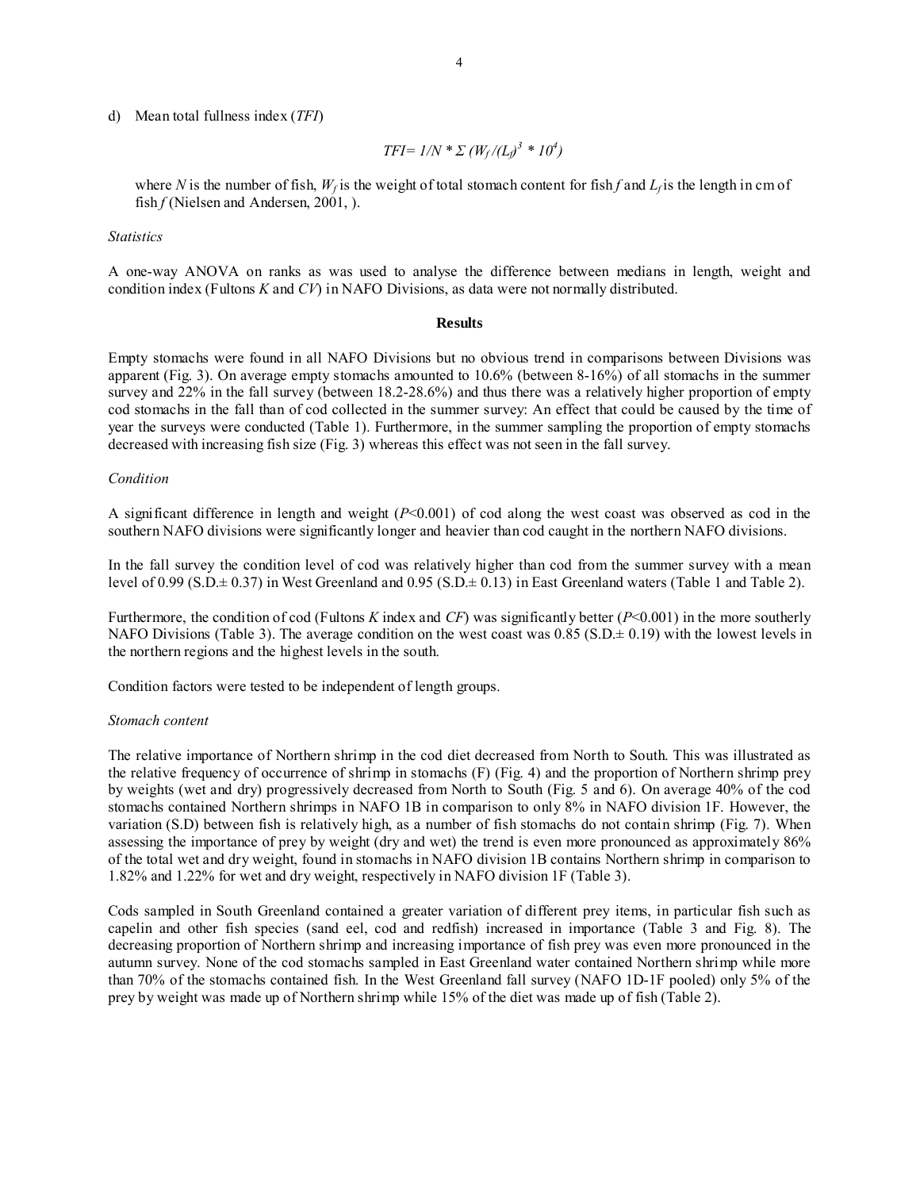d) Mean total fullness index (*TFI*)

$$TFI = 1/N * \Sigma (W_f / (L_f)^3 * 10^4)$$

where $N$ is the number of fish, $W_f$ is the weight of total stomach content for fish $f$ and $L_f$ is the length in cm of fish $f$ (Nielsen and Andersen, 2001, ).

*Statistics*

A one-way ANOVA on ranks as was used to analyse the difference between medians in length, weight and condition index (Fultons *K* and *CV*) in NAFO Divisions, as data were not normally distributed.

## Results

Empty stomachs were found in all NAFO Divisions but no obvious trend in comparisons between Divisions was apparent (Fig. 3). On average empty stomachs amounted to 10.6% (between 8-16%) of all stomachs in the summer survey and 22% in the fall survey (between 18.2-28.6%) and thus there was a relatively higher proportion of empty cod stomachs in the fall than of cod collected in the summer survey: An effect that could be caused by the time of year the surveys were conducted (Table 1). Furthermore, in the summer sampling the proportion of empty stomachs decreased with increasing fish size (Fig. 3) whereas this effect was not seen in the fall survey.

*Condition*

A significant difference in length and weight ($P<0.001$) of cod along the west coast was observed as cod in the southern NAFO divisions were significantly longer and heavier than cod caught in the northern NAFO divisions.

In the fall survey the condition level of cod was relatively higher than cod from the summer survey with a mean level of 0.99 (S.D.± 0.37) in West Greenland and 0.95 (S.D.± 0.13) in East Greenland waters (Table 1 and Table 2).

Furthermore, the condition of cod (Fultons *K* index and *CF*) was significantly better ($P<0.001$) in the more southerly NAFO Divisions (Table 3). The average condition on the west coast was 0.85 (S.D.± 0.19) with the lowest levels in the northern regions and the highest levels in the south.

Condition factors were tested to be independent of length groups.

*Stomach content*

The relative importance of Northern shrimp in the cod diet decreased from North to South. This was illustrated as the relative frequency of occurrence of shrimp in stomachs (F) (Fig. 4) and the proportion of Northern shrimp prey by weights (wet and dry) progressively decreased from North to South (Fig. 5 and 6). On average 40% of the cod stomachs contained Northern shrimps in NAFO 1B in comparison to only 8% in NAFO division 1F. However, the variation (S.D) between fish is relatively high, as a number of fish stomachs do not contain shrimp (Fig. 7). When assessing the importance of prey by weight (dry and wet) the trend is even more pronounced as approximately 86% of the total wet and dry weight, found in stomachs in NAFO division 1B contains Northern shrimp in comparison to 1.82% and 1.22% for wet and dry weight, respectively in NAFO division 1F (Table 3).

Cods sampled in South Greenland contained a greater variation of different prey items, in particular fish such as capelin and other fish species (sand eel, cod and redfish) increased in importance (Table 3 and Fig. 8). The decreasing proportion of Northern shrimp and increasing importance of fish prey was even more pronounced in the autumn survey. None of the cod stomachs sampled in East Greenland water contained Northern shrimp while more than 70% of the stomachs contained fish. In the West Greenland fall survey (NAFO 1D-1F pooled) only 5% of the prey by weight was made up of Northern shrimp while 15% of the diet was made up of fish (Table 2).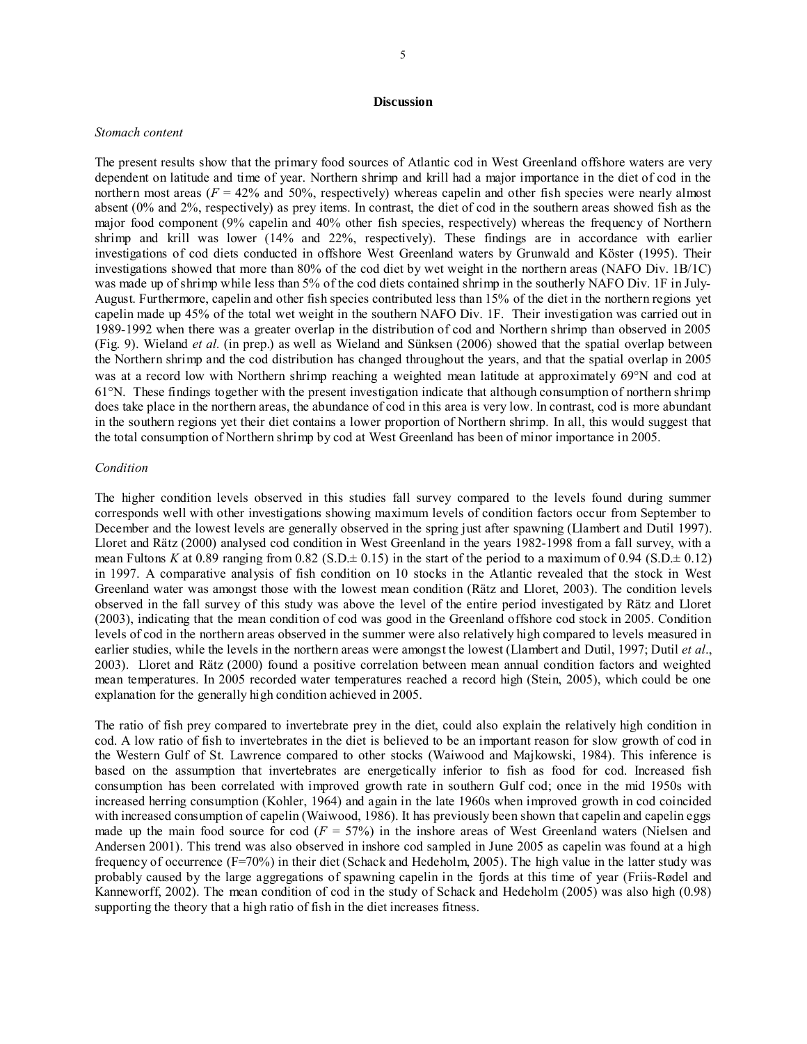## Discussion

### *Stomach content*

The present results show that the primary food sources of Atlantic cod in West Greenland offshore waters are very dependent on latitude and time of year. Northern shrimp and krill had a major importance in the diet of cod in the northern most areas ($F$ = 42% and 50%, respectively) whereas capelin and other fish species were nearly almost absent (0% and 2%, respectively) as prey items. In contrast, the diet of cod in the southern areas showed fish as the major food component (9% capelin and 40% other fish species, respectively) whereas the frequency of Northern shrimp and krill was lower (14% and 22%, respectively). These findings are in accordance with earlier investigations of cod diets conducted in offshore West Greenland waters by Grunwald and Köster (1995). Their investigations showed that more than 80% of the cod diet by wet weight in the northern areas (NAFO Div. 1B/1C) was made up of shrimp while less than 5% of the cod diets contained shrimp in the southerly NAFO Div. 1F in July-August. Furthermore, capelin and other fish species contributed less than 15% of the diet in the northern regions yet capelin made up 45% of the total wet weight in the southern NAFO Div. 1F. Their investigation was carried out in 1989-1992 when there was a greater overlap in the distribution of cod and Northern shrimp than observed in 2005 (Fig. 9). Wieland *et al.* (in prep.) as well as Wieland and Sünksen (2006) showed that the spatial overlap between the Northern shrimp and the cod distribution has changed throughout the years, and that the spatial overlap in 2005 was at a record low with Northern shrimp reaching a weighted mean latitude at approximately 69°N and cod at 61°N. These findings together with the present investigation indicate that although consumption of northern shrimp does take place in the northern areas, the abundance of cod in this area is very low. In contrast, cod is more abundant in the southern regions yet their diet contains a lower proportion of Northern shrimp. In all, this would suggest that the total consumption of Northern shrimp by cod at West Greenland has been of minor importance in 2005.

### *Condition*

The higher condition levels observed in this studies fall survey compared to the levels found during summer corresponds well with other investigations showing maximum levels of condition factors occur from September to December and the lowest levels are generally observed in the spring just after spawning (Llambert and Dutil 1997). Lloret and Rätz (2000) analysed cod condition in West Greenland in the years 1982-1998 from a fall survey, with a mean Fultons $K$ at 0.89 ranging from 0.82 (S.D.± 0.15) in the start of the period to a maximum of 0.94 (S.D.± 0.12) in 1997. A comparative analysis of fish condition on 10 stocks in the Atlantic revealed that the stock in West Greenland water was amongst those with the lowest mean condition (Rätz and Lloret, 2003). The condition levels observed in the fall survey of this study was above the level of the entire period investigated by Rätz and Lloret (2003), indicating that the mean condition of cod was good in the Greenland offshore cod stock in 2005. Condition levels of cod in the northern areas observed in the summer were also relatively high compared to levels measured in earlier studies, while the levels in the northern areas were amongst the lowest (Llambert and Dutil, 1997; Dutil *et al*., 2003). Lloret and Rätz (2000) found a positive correlation between mean annual condition factors and weighted mean temperatures. In 2005 recorded water temperatures reached a record high (Stein, 2005), which could be one explanation for the generally high condition achieved in 2005.

The ratio of fish prey compared to invertebrate prey in the diet, could also explain the relatively high condition in cod. A low ratio of fish to invertebrates in the diet is believed to be an important reason for slow growth of cod in the Western Gulf of St. Lawrence compared to other stocks (Waiwood and Majkowski, 1984). This inference is based on the assumption that invertebrates are energetically inferior to fish as food for cod. Increased fish consumption has been correlated with improved growth rate in southern Gulf cod; once in the mid 1950s with increased herring consumption (Kohler, 1964) and again in the late 1960s when improved growth in cod coincided with increased consumption of capelin (Waiwood, 1986). It has previously been shown that capelin and capelin eggs made up the main food source for cod ($F$ = 57%) in the inshore areas of West Greenland waters (Nielsen and Andersen 2001). This trend was also observed in inshore cod sampled in June 2005 as capelin was found at a high frequency of occurrence (F=70%) in their diet (Schack and Hedeholm, 2005). The high value in the latter study was probably caused by the large aggregations of spawning capelin in the fjords at this time of year (Friis-Rødel and Kanneworff, 2002). The mean condition of cod in the study of Schack and Hedeholm (2005) was also high (0.98) supporting the theory that a high ratio of fish in the diet increases fitness.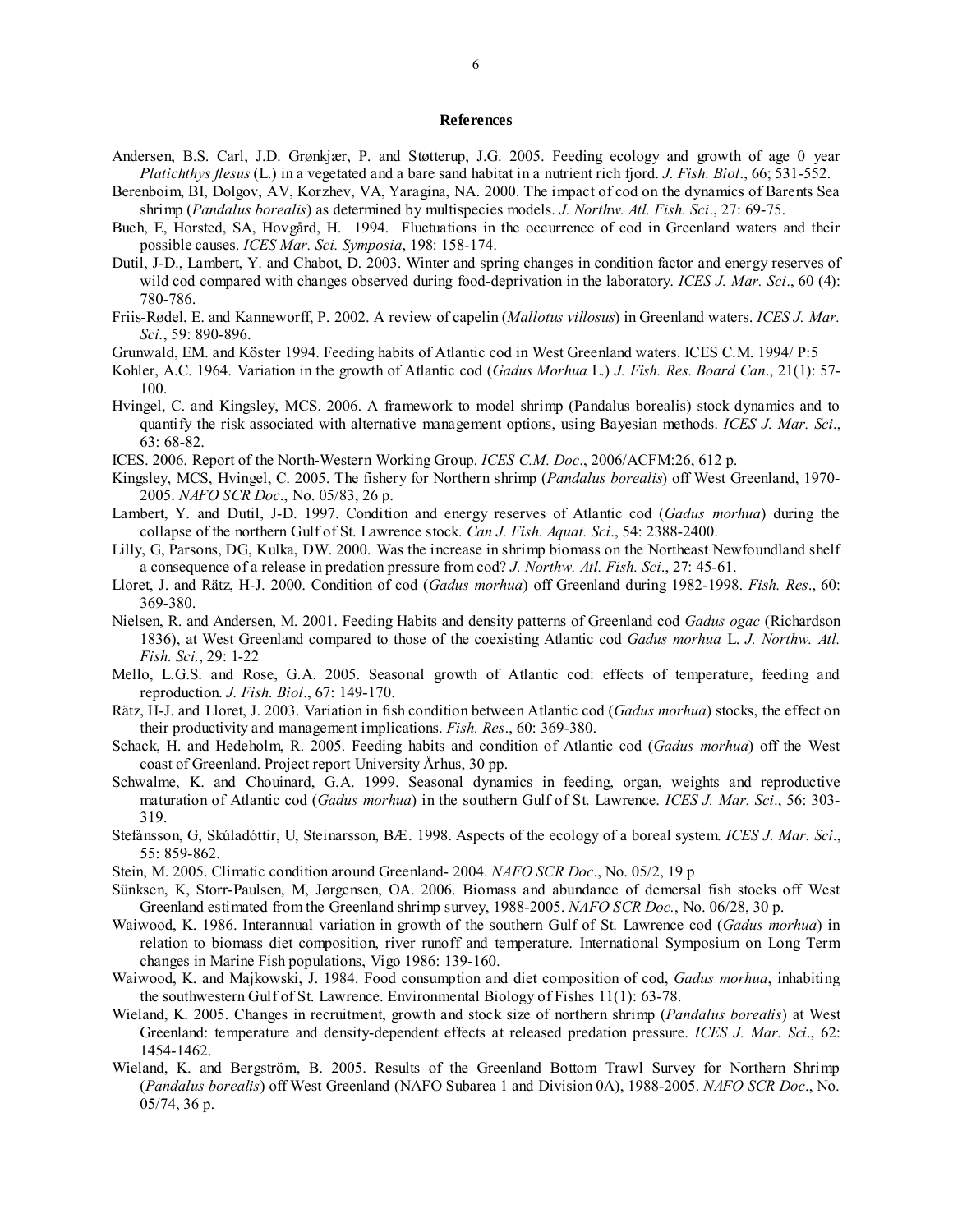# References

Andersen, B.S. Carl, J.D. Grønkjær, P. and Støtterup, J.G. 2005. Feeding ecology and growth of age 0 year *Platichthys flesus* (L.) in a vegetated and a bare sand habitat in a nutrient rich fjord. *J. Fish. Biol*., 66; 531-552.

Berenboim, BI, Dolgov, AV, Korzhev, VA, Yaragina, NA. 2000. The impact of cod on the dynamics of Barents Sea shrimp (*Pandalus borealis*) as determined by multispecies models. *J. Northw. Atl. Fish. Sci*., 27: 69-75.

Buch, E, Horsted, SA, Hovgård, H. 1994. Fluctuations in the occurrence of cod in Greenland waters and their possible causes. *ICES Mar. Sci. Symposia*, 198: 158-174.

Dutil, J-D., Lambert, Y. and Chabot, D. 2003. Winter and spring changes in condition factor and energy reserves of wild cod compared with changes observed during food-deprivation in the laboratory. *ICES J. Mar. Sci*., 60 (4): 780-786.

Friis-Rødel, E. and Kanneworff, P. 2002. A review of capelin (*Mallotus villosus*) in Greenland waters. *ICES J. Mar. Sci.*, 59: 890-896.

Grunwald, EM. and Köster 1994. Feeding habits of Atlantic cod in West Greenland waters. ICES C.M. 1994/ P:5

Kohler, A.C. 1964. Variation in the growth of Atlantic cod (*Gadus Morhua* L.) *J. Fish. Res. Board Can*., 21(1): 57-100.

Hvingel, C. and Kingsley, MCS. 2006. A framework to model shrimp (Pandalus borealis) stock dynamics and to quantify the risk associated with alternative management options, using Bayesian methods. *ICES J. Mar. Sci*., 63: 68-82.

ICES. 2006. Report of the North-Western Working Group. *ICES C.M. Doc*., 2006/ACFM:26, 612 p.

Kingsley, MCS, Hvingel, C. 2005. The fishery for Northern shrimp (*Pandalus borealis*) off West Greenland, 1970-2005. *NAFO SCR Doc*., No. 05/83, 26 p.

Lambert, Y. and Dutil, J-D. 1997. Condition and energy reserves of Atlantic cod (*Gadus morhua*) during the collapse of the northern Gulf of St. Lawrence stock. *Can J. Fish. Aquat. Sci*., 54: 2388-2400.

Lilly, G, Parsons, DG, Kulka, DW. 2000. Was the increase in shrimp biomass on the Northeast Newfoundland shelf a consequence of a release in predation pressure from cod? *J. Northw. Atl. Fish. Sci*., 27: 45-61.

Lloret, J. and Rätz, H-J. 2000. Condition of cod (*Gadus morhua*) off Greenland during 1982-1998. *Fish. Res*., 60: 369-380.

Nielsen, R. and Andersen, M. 2001. Feeding Habits and density patterns of Greenland cod *Gadus ogac* (Richardson 1836), at West Greenland compared to those of the coexisting Atlantic cod *Gadus morhua* L. *J. Northw. Atl. Fish. Sci.*, 29: 1-22

Mello, L.G.S. and Rose, G.A. 2005. Seasonal growth of Atlantic cod: effects of temperature, feeding and reproduction. *J. Fish. Biol*., 67: 149-170.

Rätz, H-J. and Lloret, J. 2003. Variation in fish condition between Atlantic cod (*Gadus morhua*) stocks, the effect on their productivity and management implications. *Fish. Res*., 60: 369-380.

Schack, H. and Hedeholm, R. 2005. Feeding habits and condition of Atlantic cod (*Gadus morhua*) off the West coast of Greenland. Project report University Århus, 30 pp.

Schwalme, K. and Chouinard, G.A. 1999. Seasonal dynamics in feeding, organ, weights and reproductive maturation of Atlantic cod (*Gadus morhua*) in the southern Gulf of St. Lawrence. *ICES J. Mar. Sci*., 56: 303-319.

Stefánsson, G, Skúladóttir, U, Steinarsson, BÆ. 1998. Aspects of the ecology of a boreal system. *ICES J. Mar. Sci*., 55: 859-862.

Stein, M. 2005. Climatic condition around Greenland- 2004. *NAFO SCR Doc*., No. 05/2, 19 p

Sünksen, K, Storr-Paulsen, M, Jørgensen, OA. 2006. Biomass and abundance of demersal fish stocks off West Greenland estimated from the Greenland shrimp survey, 1988-2005. *NAFO SCR Doc.*, No. 06/28, 30 p.

Waiwood, K. 1986. Interannual variation in growth of the southern Gulf of St. Lawrence cod (*Gadus morhua*) in relation to biomass diet composition, river runoff and temperature. International Symposium on Long Term changes in Marine Fish populations, Vigo 1986: 139-160.

Waiwood, K. and Majkowski, J. 1984. Food consumption and diet composition of cod, *Gadus morhua*, inhabiting the southwestern Gulf of St. Lawrence. Environmental Biology of Fishes 11(1): 63-78.

Wieland, K. 2005. Changes in recruitment, growth and stock size of northern shrimp (*Pandalus borealis*) at West Greenland: temperature and density-dependent effects at released predation pressure. *ICES J. Mar. Sci*., 62: 1454-1462.

Wieland, K. and Bergström, B. 2005. Results of the Greenland Bottom Trawl Survey for Northern Shrimp (*Pandalus borealis*) off West Greenland (NAFO Subarea 1 and Division 0A), 1988-2005. *NAFO SCR Doc*., No. 05/74, 36 p.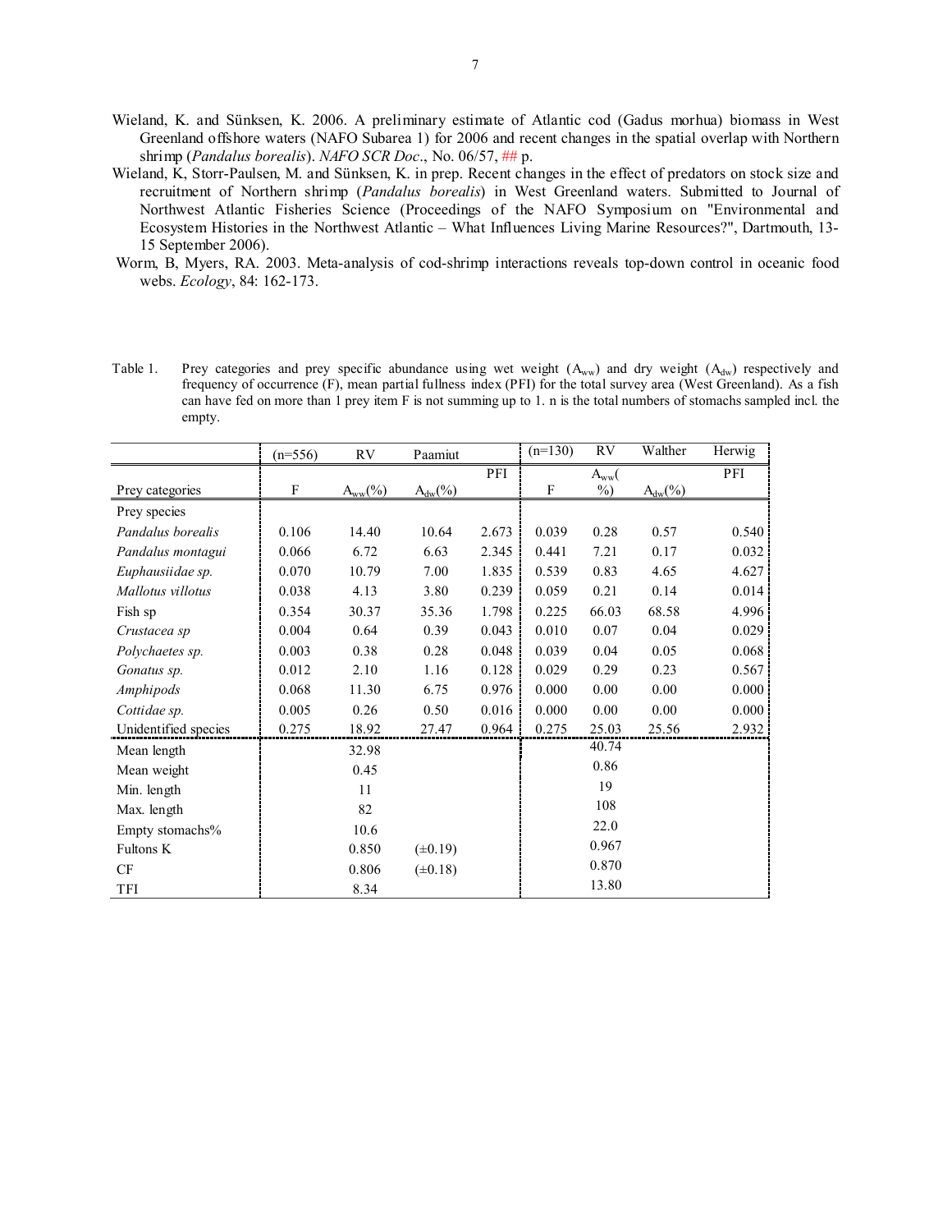Wieland, K. and Sünksen, K. 2006. A preliminary estimate of Atlantic cod (Gadus morhua) biomass in West Greenland offshore waters (NAFO Subarea 1) for 2006 and recent changes in the spatial overlap with Northern shrimp (*Pandalus borealis*). *NAFO SCR Doc*., No. 06/57, ## p.

Wieland, K, Storr-Paulsen, M. and Sünksen, K. in prep. Recent changes in the effect of predators on stock size and recruitment of Northern shrimp (*Pandalus borealis*) in West Greenland waters. Submitted to Journal of Northwest Atlantic Fisheries Science (Proceedings of the NAFO Symposium on "Environmental and Ecosystem Histories in the Northwest Atlantic – What Influences Living Marine Resources?", Dartmouth, 13-15 September 2006).

Worm, B, Myers, RA. 2003. Meta-analysis of cod-shrimp interactions reveals top-down control in oceanic food webs. *Ecology*, 84: 162-173.

Table 1. Prey categories and prey specific abundance using wet weight ($A_{ww}$) and dry weight ($A_{dw}$) respectively and frequency of occurrence (F), mean partial fullness index (PFI) for the total survey area (West Greenland). As a fish can have fed on more than 1 prey item F is not summing up to 1. n is the total numbers of stomachs sampled incl. the empty.

| | (n=556) | RV | Paamiut | | (n=130) | RV | Walther | Herwig |
|---|---|---|---|---|---|---|---|---|
| Prey categories | F | $A_{ww}$(%) | $A_{dw}$(%) | PFI | F | $A_{ww}$(%) | $A_{dw}$(%) | PFI |
| Prey species | | | | | | | | |
| *Pandalus borealis* | 0.106 | 14.40 | 10.64 | 2.673 | 0.039 | 0.28 | 0.57 | 0.540 |
| *Pandalus montagui* | 0.066 | 6.72 | 6.63 | 2.345 | 0.441 | 7.21 | 0.17 | 0.032 |
| *Euphausiidae sp.* | 0.070 | 10.79 | 7.00 | 1.835 | 0.539 | 0.83 | 4.65 | 4.627 |
| *Mallotus villotus* | 0.038 | 4.13 | 3.80 | 0.239 | 0.059 | 0.21 | 0.14 | 0.014 |
| Fish sp | 0.354 | 30.37 | 35.36 | 1.798 | 0.225 | 66.03 | 68.58 | 4.996 |
| *Crustacea sp* | 0.004 | 0.64 | 0.39 | 0.043 | 0.010 | 0.07 | 0.04 | 0.029 |
| *Polychaetes sp.* | 0.003 | 0.38 | 0.28 | 0.048 | 0.039 | 0.04 | 0.05 | 0.068 |
| *Gonatus sp.* | 0.012 | 2.10 | 1.16 | 0.128 | 0.029 | 0.29 | 0.23 | 0.567 |
| *Amphipods* | 0.068 | 11.30 | 6.75 | 0.976 | 0.000 | 0.00 | 0.00 | 0.000 |
| *Cottidae sp.* | 0.005 | 0.26 | 0.50 | 0.016 | 0.000 | 0.00 | 0.00 | 0.000 |
| Unidentified species | 0.275 | 18.92 | 27.47 | 0.964 | 0.275 | 25.03 | 25.56 | 2.932 |
| Mean length | | 32.98 | | | | 40.74 | | |
| Mean weight | | 0.45 | | | | 0.86 | | |
| Min. length | | 11 | | | | 19 | | |
| Max. length | | 82 | | | | 108 | | |
| Empty stomachs% | | 10.6 | | | | 22.0 | | |
| Fultons K | | 0.850 | (±0.19) | | | 0.967 | | |
| CF | | 0.806 | (±0.18) | | | 0.870 | | |
| TFI | | 8.34 | | | | 13.80 | | |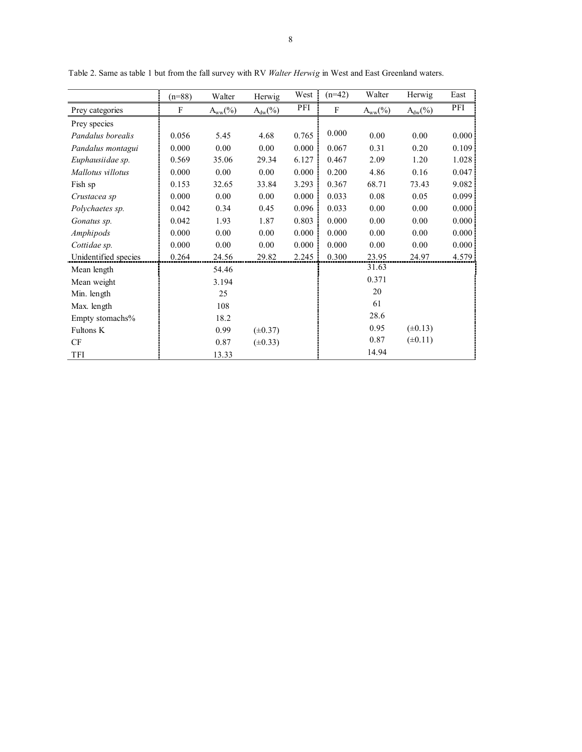Table 2. Same as table 1 but from the fall survey with RV *Walter Herwig* in West and East Greenland waters.

| | (n=88) | Walter | Herwig | West | (n=42) | Walter | Herwig | East |
|---|---|---|---|---|---|---|---|---|
| Prey categories | F | $A_{ww}$(%) | $A_{dw}$(%) | PFI | F | $A_{ww}$(%) | $A_{dw}$(%) | PFI |
| Prey species | | | | | | | | |
| *Pandalus borealis* | 0.056 | 5.45 | 4.68 | 0.765 | 0.000 | 0.00 | 0.00 | 0.000 |
| *Pandalus montagui* | 0.000 | 0.00 | 0.00 | 0.000 | 0.067 | 0.31 | 0.20 | 0.109 |
| *Euphausiidae sp.* | 0.569 | 35.06 | 29.34 | 6.127 | 0.467 | 2.09 | 1.20 | 1.028 |
| *Mallotus villotus* | 0.000 | 0.00 | 0.00 | 0.000 | 0.200 | 4.86 | 0.16 | 0.047 |
| Fish sp | 0.153 | 32.65 | 33.84 | 3.293 | 0.367 | 68.71 | 73.43 | 9.082 |
| *Crustacea sp* | 0.000 | 0.00 | 0.00 | 0.000 | 0.033 | 0.08 | 0.05 | 0.099 |
| *Polychaetes sp.* | 0.042 | 0.34 | 0.45 | 0.096 | 0.033 | 0.00 | 0.00 | 0.000 |
| *Gonatus sp.* | 0.042 | 1.93 | 1.87 | 0.803 | 0.000 | 0.00 | 0.00 | 0.000 |
| *Amphipods* | 0.000 | 0.00 | 0.00 | 0.000 | 0.000 | 0.00 | 0.00 | 0.000 |
| *Cottidae sp.* | 0.000 | 0.00 | 0.00 | 0.000 | 0.000 | 0.00 | 0.00 | 0.000 |
| Unidentified species | 0.264 | 24.56 | 29.82 | 2.245 | 0.300 | 23.95 | 24.97 | 4.579 |
| Mean length | | 54.46 | | | | 31.63 | | |
| Mean weight | | 3.194 | | | | 0.371 | | |
| Min. length | | 25 | | | | 20 | | |
| Max. length | | 108 | | | | 61 | | |
| Empty stomachs% | | 18.2 | | | | 28.6 | | |
| Fultons K | | 0.99 | (±0.37) | | | 0.95 | (±0.13) | |
| CF | | 0.87 | (±0.33) | | | 0.87 | (±0.11) | |
| TFI | | 13.33 | | | | 14.94 | | |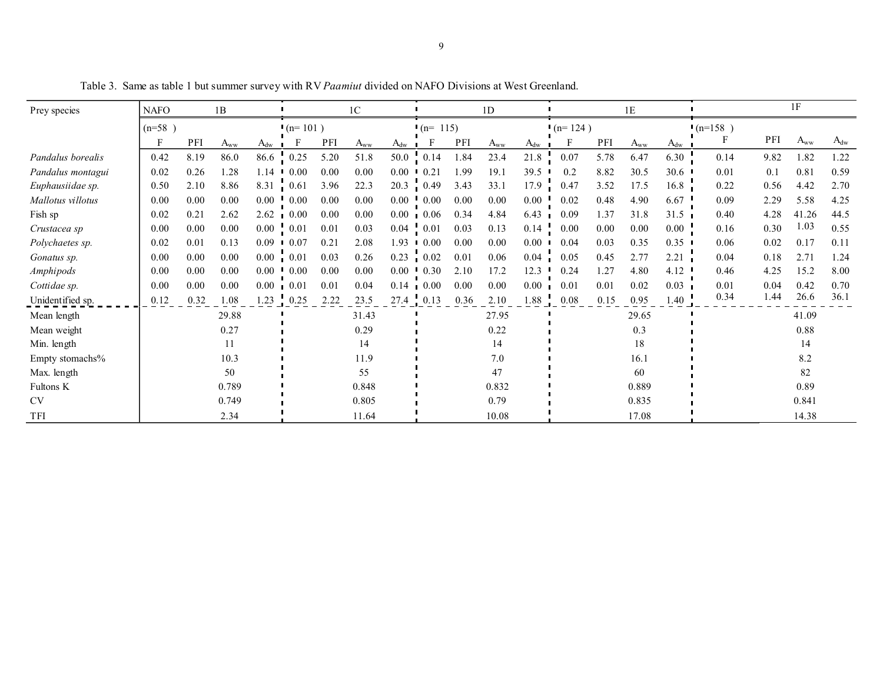Table 3. Same as table 1 but summer survey with RV *Paamiut* divided on NAFO Divisions at West Greenland.

| Prey species | NAFO 1B | | | | 1C | | | | 1D | | | | 1E | | | | 1F | | | |
|---|---|---|---|---|---|---|---|---|---|---|---|---|---|---|---|---|---|---|---|---|
| | (n=58 ) | | | | (n= 101 ) | | | | (n= 115) | | | | (n= 124 ) | | | | (n=158 ) | | | |
| | F | PFI | $A_{ww}$ | $A_{dw}$ | F | PFI | $A_{ww}$ | $A_{dw}$ | F | PFI | $A_{ww}$ | $A_{dw}$ | F | PFI | $A_{ww}$ | $A_{dw}$ | F | PFI | $A_{ww}$ | $A_{dw}$ |
| *Pandalus borealis* | 0.42 | 8.19 | 86.0 | 86.6 | 0.25 | 5.20 | 51.8 | 50.0 | 0.14 | 1.84 | 23.4 | 21.8 | 0.07 | 5.78 | 6.47 | 6.30 | 0.14 | 9.82 | 1.82 | 1.22 |
| *Pandalus montagui* | 0.02 | 0.26 | 1.28 | 1.14 | 0.00 | 0.00 | 0.00 | 0.00 | 0.21 | 1.99 | 19.1 | 39.5 | 0.2 | 8.82 | 30.5 | 30.6 | 0.01 | 0.1 | 0.81 | 0.59 |
| *Euphausiidae sp.* | 0.50 | 2.10 | 8.86 | 8.31 | 0.61 | 3.96 | 22.3 | 20.3 | 0.49 | 3.43 | 33.1 | 17.9 | 0.47 | 3.52 | 17.5 | 16.8 | 0.22 | 0.56 | 4.42 | 2.70 |
| *Mallotus villotus* | 0.00 | 0.00 | 0.00 | 0.00 | 0.00 | 0.00 | 0.00 | 0.00 | 0.00 | 0.00 | 0.00 | 0.00 | 0.02 | 0.48 | 4.90 | 6.67 | 0.09 | 2.29 | 5.58 | 4.25 |
| Fish sp | 0.02 | 0.21 | 2.62 | 2.62 | 0.00 | 0.00 | 0.00 | 0.00 | 0.06 | 0.34 | 4.84 | 6.43 | 0.09 | 1.37 | 31.8 | 31.5 | 0.40 | 4.28 | 41.26 | 44.5 |
| *Crustacea sp* | 0.00 | 0.00 | 0.00 | 0.00 | 0.01 | 0.01 | 0.03 | 0.04 | 0.01 | 0.03 | 0.13 | 0.14 | 0.00 | 0.00 | 0.00 | 0.00 | 0.16 | 0.30 | 1.03 | 0.55 |
| *Polychaetes sp.* | 0.02 | 0.01 | 0.13 | 0.09 | 0.07 | 0.21 | 2.08 | 1.93 | 0.00 | 0.00 | 0.00 | 0.00 | 0.04 | 0.03 | 0.35 | 0.35 | 0.06 | 0.02 | 0.17 | 0.11 |
| *Gonatus sp.* | 0.00 | 0.00 | 0.00 | 0.00 | 0.01 | 0.03 | 0.26 | 0.23 | 0.02 | 0.01 | 0.06 | 0.04 | 0.05 | 0.45 | 2.77 | 2.21 | 0.04 | 0.18 | 2.71 | 1.24 |
| *Amphipods* | 0.00 | 0.00 | 0.00 | 0.00 | 0.00 | 0.00 | 0.00 | 0.00 | 0.30 | 2.10 | 17.2 | 12.3 | 0.24 | 1.27 | 4.80 | 4.12 | 0.46 | 4.25 | 15.2 | 8.00 |
| *Cottidae sp.* | 0.00 | 0.00 | 0.00 | 0.00 | 0.01 | 0.01 | 0.04 | 0.14 | 0.00 | 0.00 | 0.00 | 0.00 | 0.01 | 0.01 | 0.02 | 0.03 | 0.01 | 0.04 | 0.42 | 0.70 |
| Unidentified sp. | 0.12 | 0.32 | 1.08 | 1.23 | 0.25 | 2.22 | 23.5 | 27.4 | 0.13 | 0.36 | 2.10 | 1.88 | 0.08 | 0.15 | 0.95 | 1.40 | 0.34 | 1.44 | 26.6 | 36.1 |
| Mean length | | | 29.88 | | | | 31.43 | | | | 27.95 | | | | 29.65 | | | | 41.09 | |
| Mean weight | | | 0.27 | | | | 0.29 | | | | 0.22 | | | | 0.3 | | | | 0.88 | |
| Min. length | | | 11 | | | | 14 | | | | 14 | | | | 18 | | | | 14 | |
| Empty stomachs% | | | 10.3 | | | | 11.9 | | | | 7.0 | | | | 16.1 | | | | 8.2 | |
| Max. length | | | 50 | | | | 55 | | | | 47 | | | | 60 | | | | 82 | |
| Fultons K | | | 0.789 | | | | 0.848 | | | | 0.832 | | | | 0.889 | | | | 0.89 | |
| CV | | | 0.749 | | | | 0.805 | | | | 0.79 | | | | 0.835 | | | | 0.841 | |
| TFI | | | 2.34 | | | | 11.64 | | | | 10.08 | | | | 17.08 | | | | 14.38 | |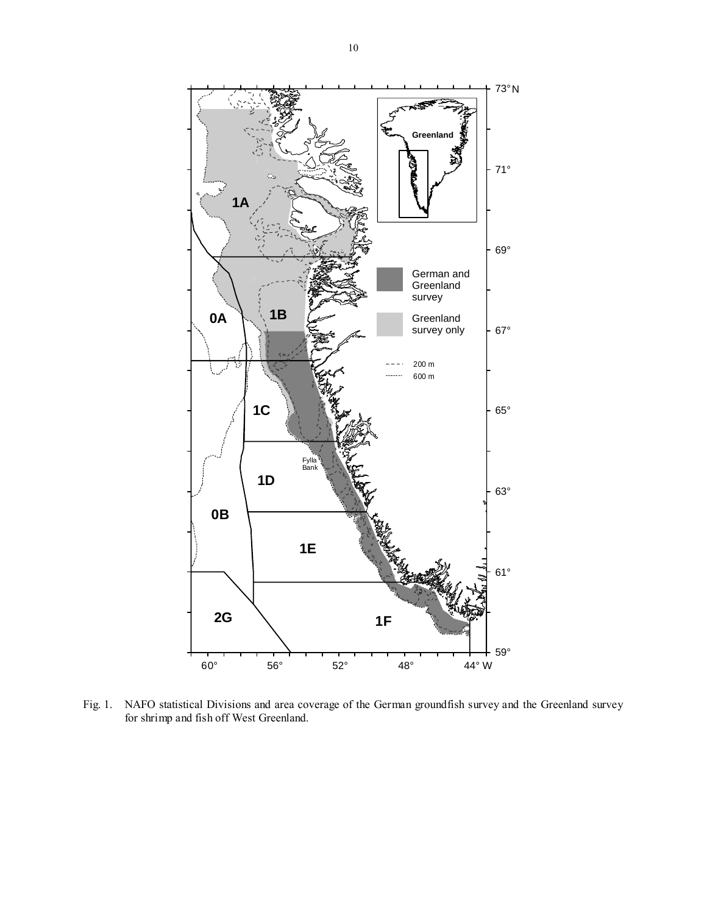Fig. 1. NAFO statistical Divisions and area coverage of the German groundfish survey and the Greenland survey for shrimp and fish off West Greenland.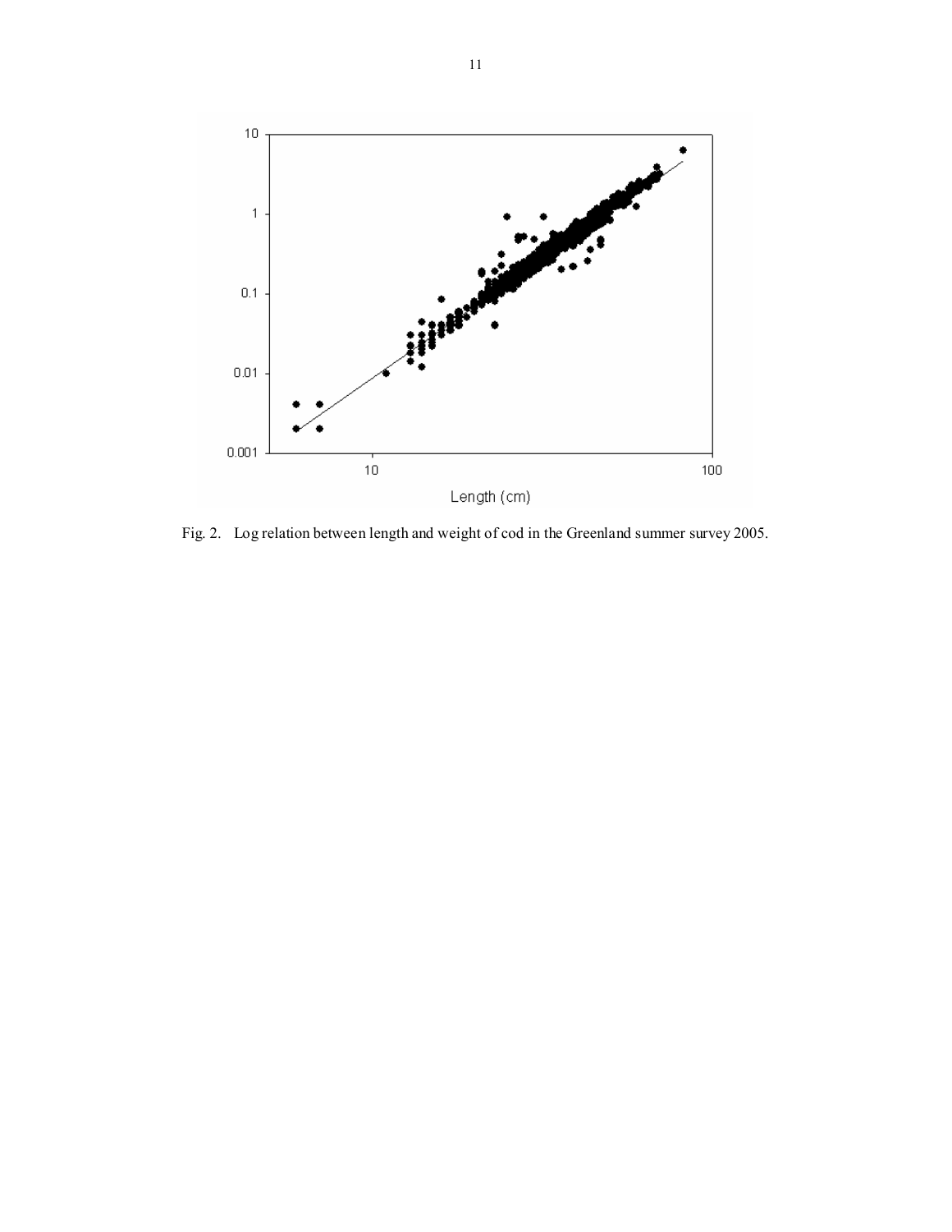Fig. 2. Log relation between length and weight of cod in the Greenland summer survey 2005.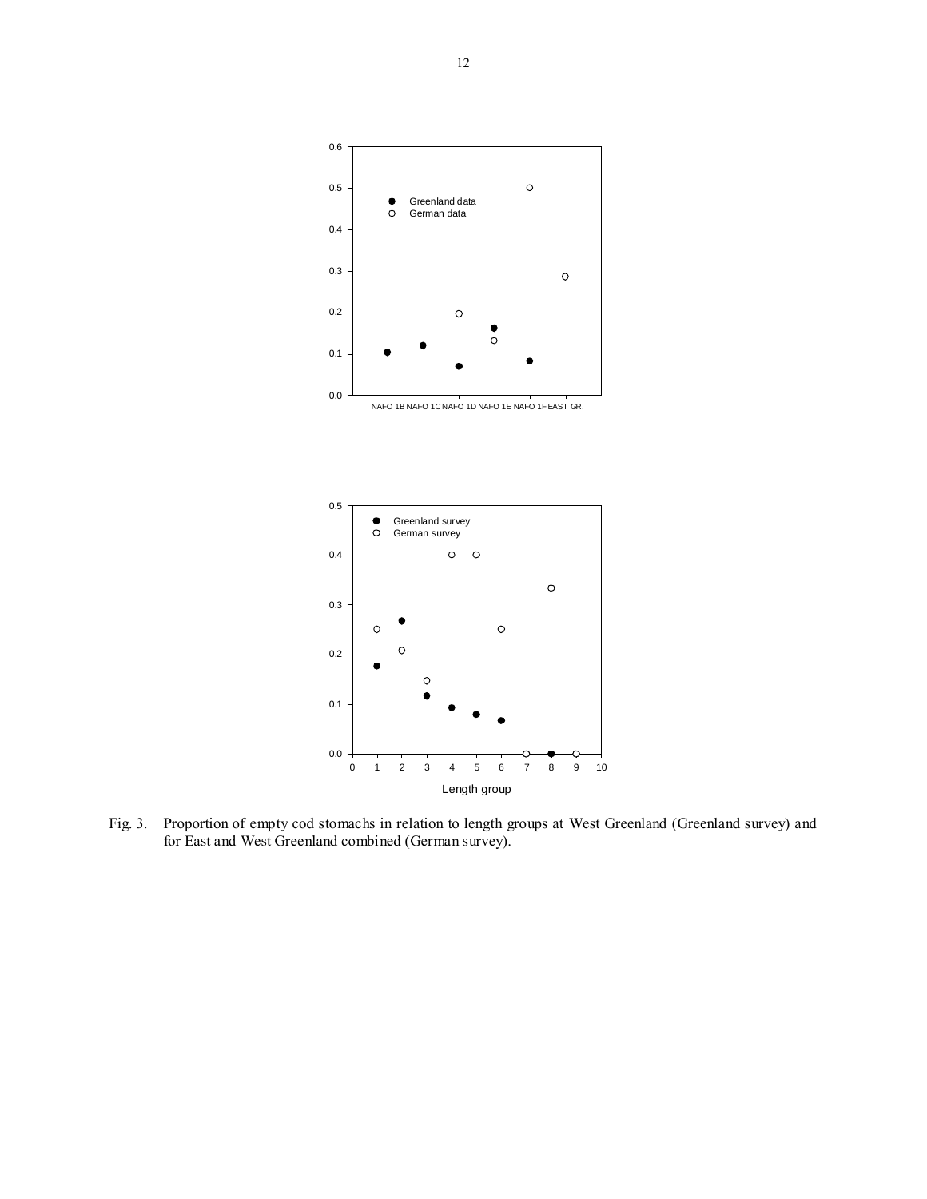Fig. 3. Proportion of empty cod stomachs in relation to length groups at West Greenland (Greenland survey) and for East and West Greenland combined (German survey).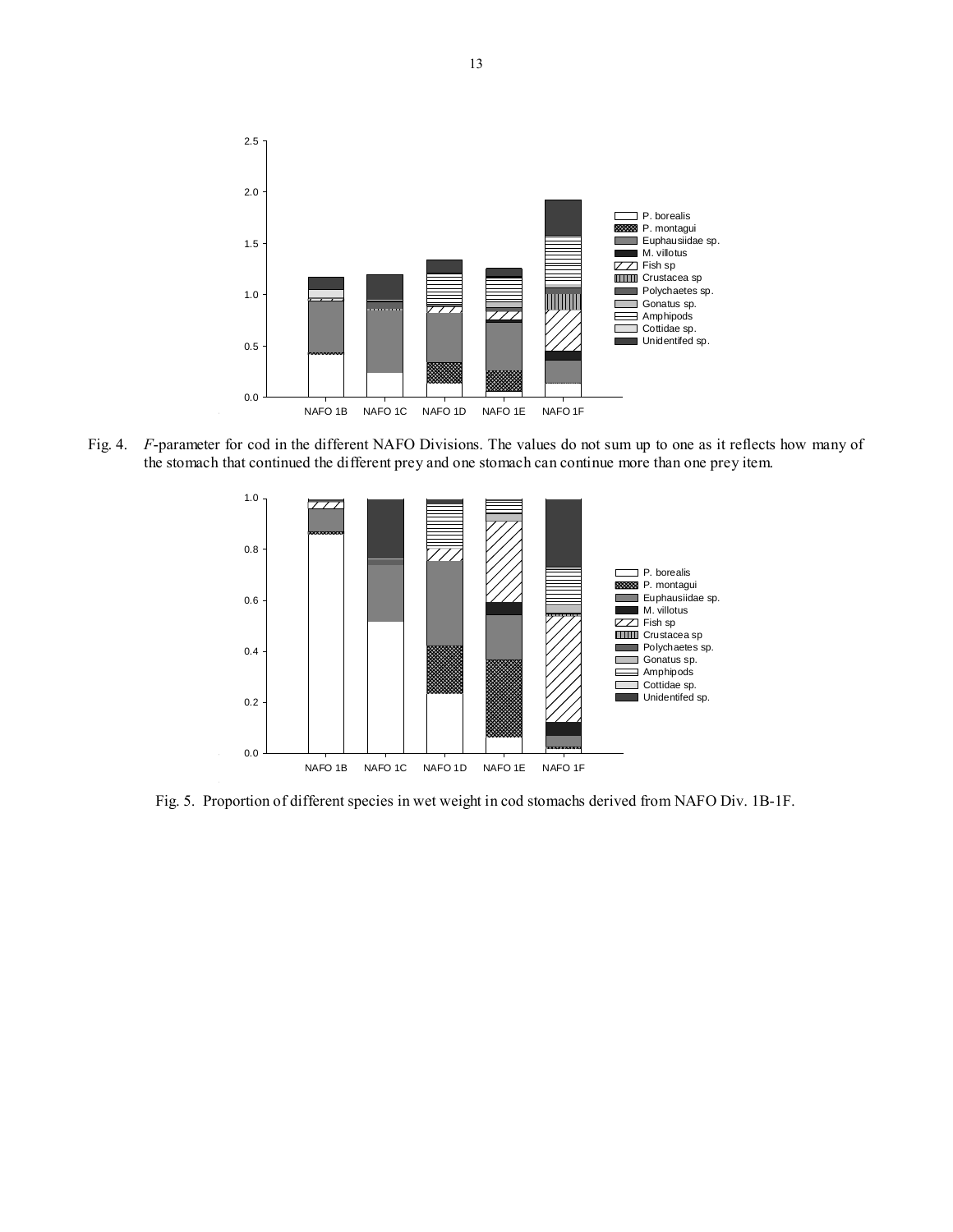Fig. 4. *F*-parameter for cod in the different NAFO Divisions. The values do not sum up to one as it reflects how many of the stomach that continued the different prey and one stomach can continue more than one prey item.

Fig. 5. Proportion of different species in wet weight in cod stomachs derived from NAFO Div. 1B-1F.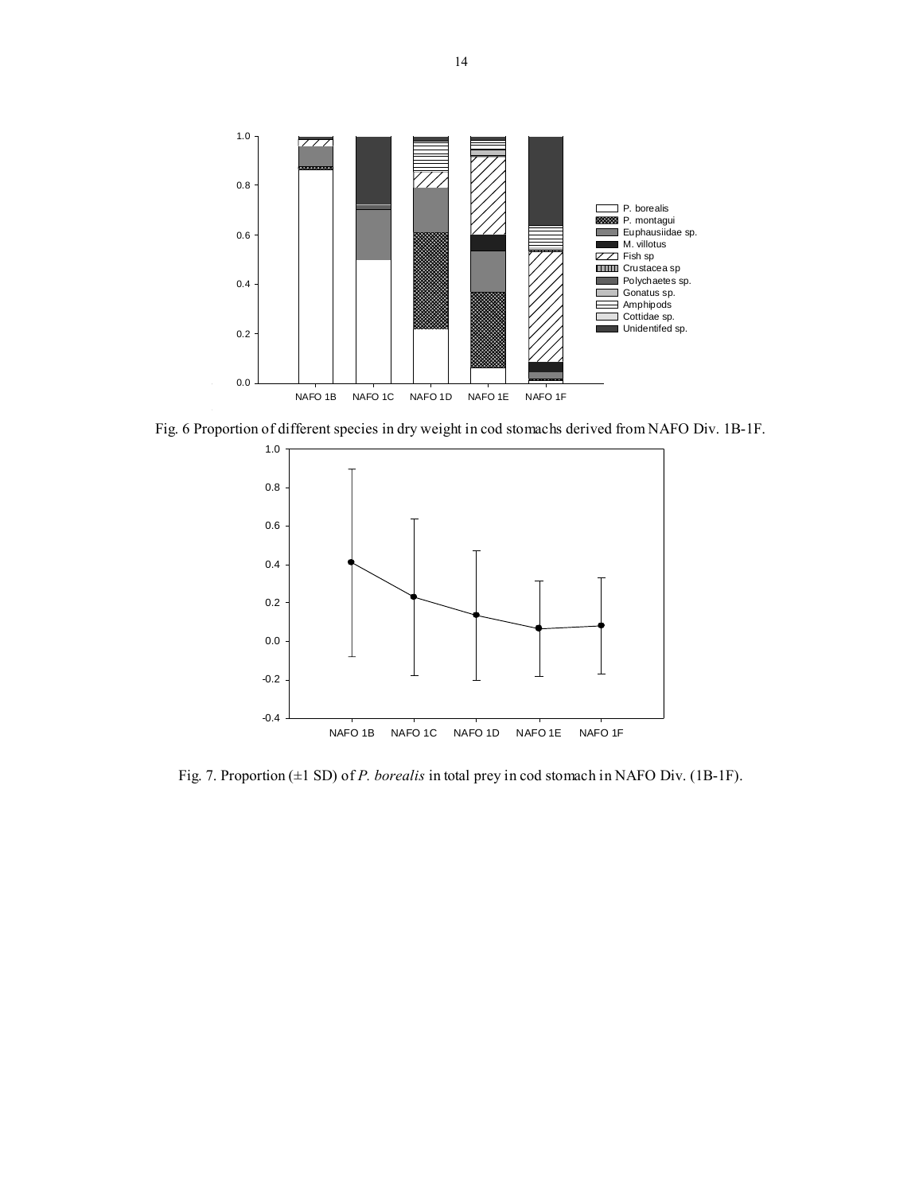Fig. 6 Proportion of different species in dry weight in cod stomachs derived from NAFO Div. 1B-1F.

Fig. 7. Proportion (±1 SD) of *P. borealis* in total prey in cod stomach in NAFO Div. (1B-1F).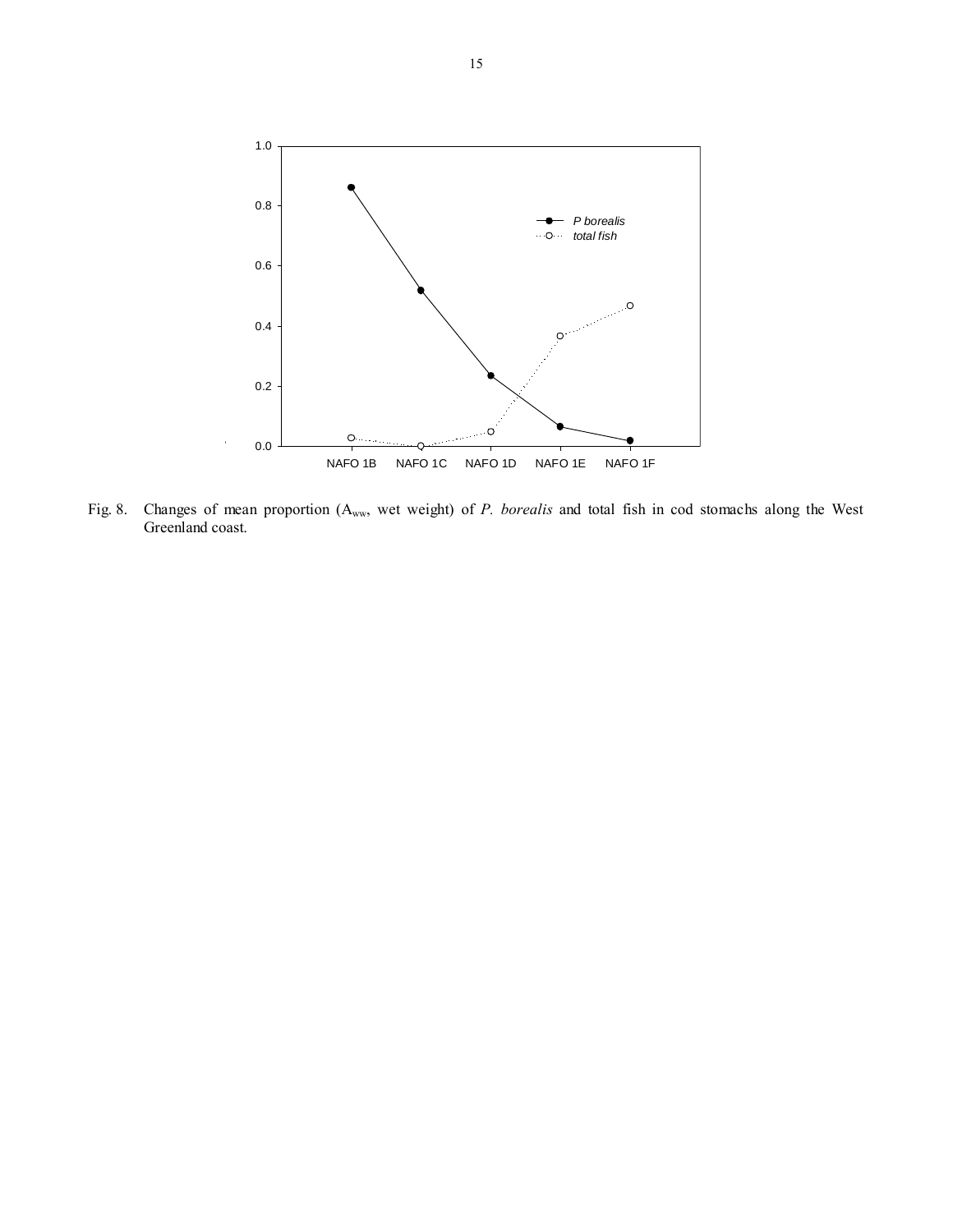Fig. 8. Changes of mean proportion ($A_{ww}$, wet weight) of *P. borealis* and total fish in cod stomachs along the West Greenland coast.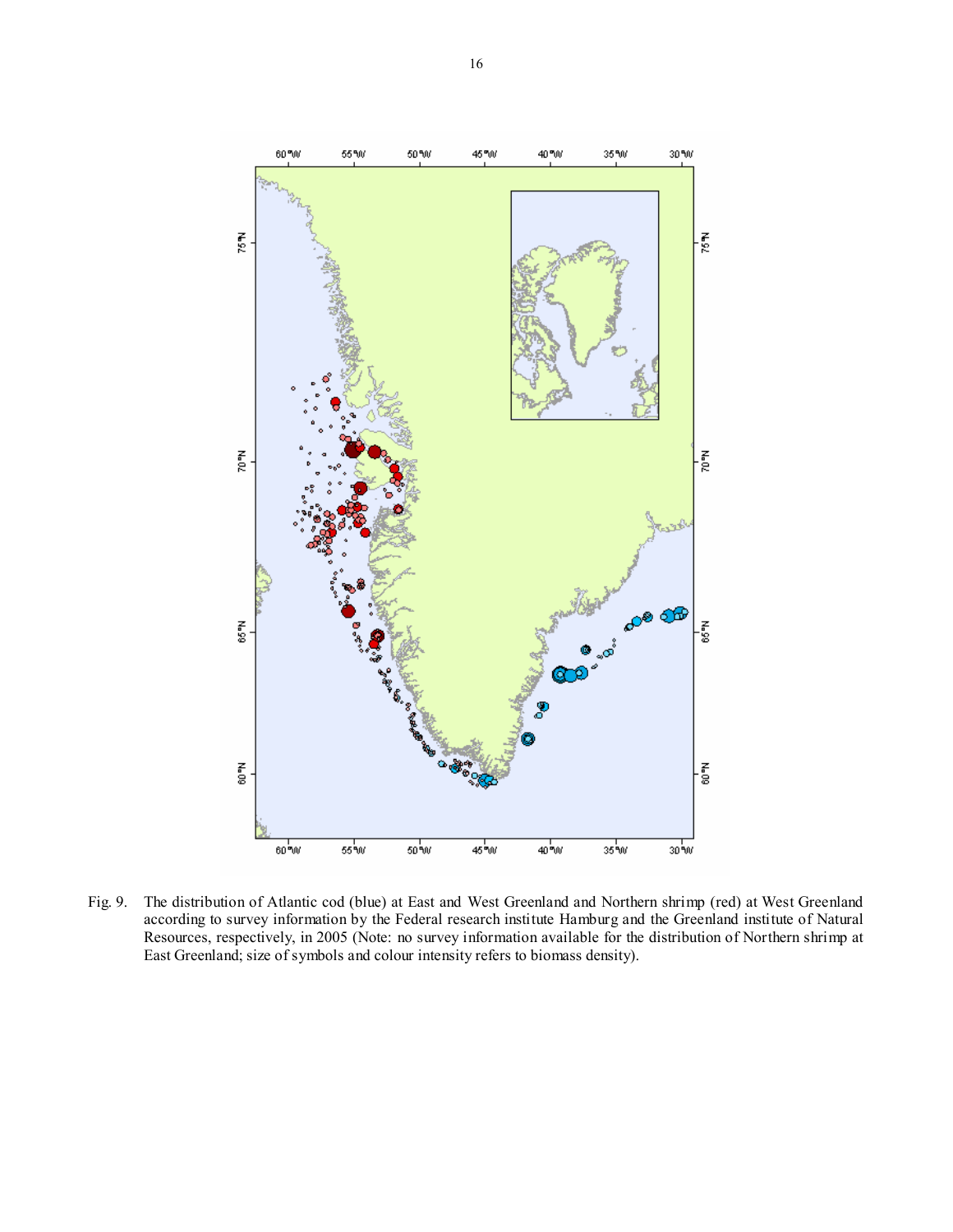60°W 55°W 50°W 45°W 40°W 35°W 30°W

75°N

70°N

65°N

60°N

60°W 55°W 50°W 45°W 40°W 35°W 30°W

Fig. 9. The distribution of Atlantic cod (blue) at East and West Greenland and Northern shrimp (red) at West Greenland according to survey information by the Federal research institute Hamburg and the Greenland institute of Natural Resources, respectively, in 2005 (Note: no survey information available for the distribution of Northern shrimp at East Greenland; size of symbols and colour intensity refers to biomass density).